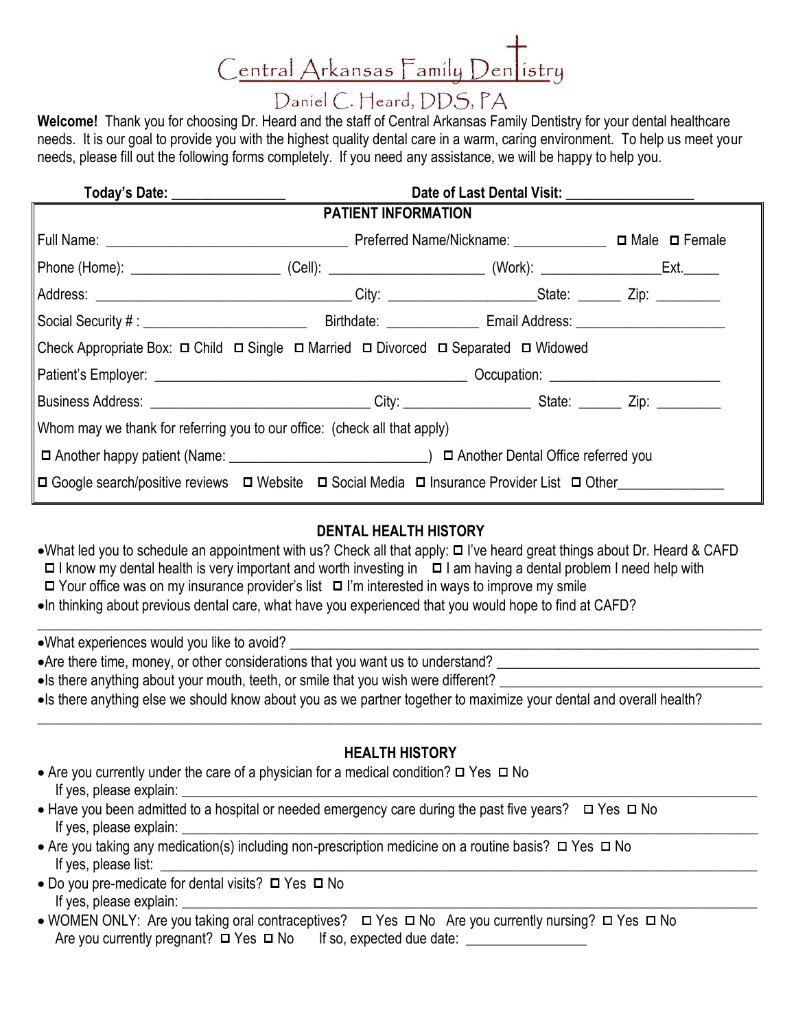# Central Arkansas Family Dentistry

## Daniel C. Heard, DDS, PA

**Welcome!** Thank you for choosing Dr. Heard and the staff of Central Arkansas Family Dentistry for your dental healthcare needs. It is our goal to provide you with the highest quality dental care in a warm, caring environment. To help us meet your needs, please fill out the following forms completely. If you need any assistance, we will be happy to help you.

**Today's Date:** _______________ **Date of Last Dental Visit:** _________________

### PATIENT INFORMATION

Full Name: _________________________________ Preferred Name/Nickname: _____________ ☐ Male ☐ Female

Phone (Home): ____________________ (Cell): _____________________ (Work): ________________Ext._____

Address: ___________________________________ City: ____________________State: ______ Zip: _________

Social Security # : ______________________ Birthdate: _____________ Email Address: ____________________

Check Appropriate Box: ☐ Child ☐ Single ☐ Married ☐ Divorced ☐ Separated ☐ Widowed

Patient's Employer: ___________________________________________ Occupation: _______________________

Business Address: ______________________________ City: _________________ State: ______ Zip: _________

Whom may we thank for referring you to our office: (check all that apply)

☐ Another happy patient (Name: ___________________________) ☐ Another Dental Office referred you

☐ Google search/positive reviews ☐ Website ☐ Social Media ☐ Insurance Provider List ☐ Other______________

### DENTAL HEALTH HISTORY

- What led you to schedule an appointment with us? Check all that apply: ☐ I've heard great things about Dr. Heard & CAFD ☐ I know my dental health is very important and worth investing in ☐ I am having a dental problem I need help with ☐ Your office was on my insurance provider's list ☐ I'm interested in ways to improve my smile
- In thinking about previous dental care, what have you experienced that you would hope to find at CAFD? ________________________________________________________________________________
- What experiences would you like to avoid? ________________________________________________
- Are there time, money, or other considerations that you want us to understand? ___________________
- Is there anything about your mouth, teeth, or smile that you wish were different? ___________________
- Is there anything else we should know about you as we partner together to maximize your dental and overall health? ________________________________________________________________________________

### HEALTH HISTORY

- Are you currently under the care of a physician for a medical condition? ☐ Yes ☐ No
  If yes, please explain: ________________________________________________________________
- Have you been admitted to a hospital or needed emergency care during the past five years? ☐ Yes ☐ No
  If yes, please explain: ________________________________________________________________
- Are you taking any medication(s) including non-prescription medicine on a routine basis? ☐ Yes ☐ No
  If yes, please list: ___________________________________________________________________
- Do you pre-medicate for dental visits? ☐ Yes ☐ No
  If yes, please explain: ________________________________________________________________
- WOMEN ONLY: Are you taking oral contraceptives? ☐ Yes ☐ No Are you currently nursing? ☐ Yes ☐ No
  Are you currently pregnant? ☐ Yes ☐ No If so, expected due date: ________________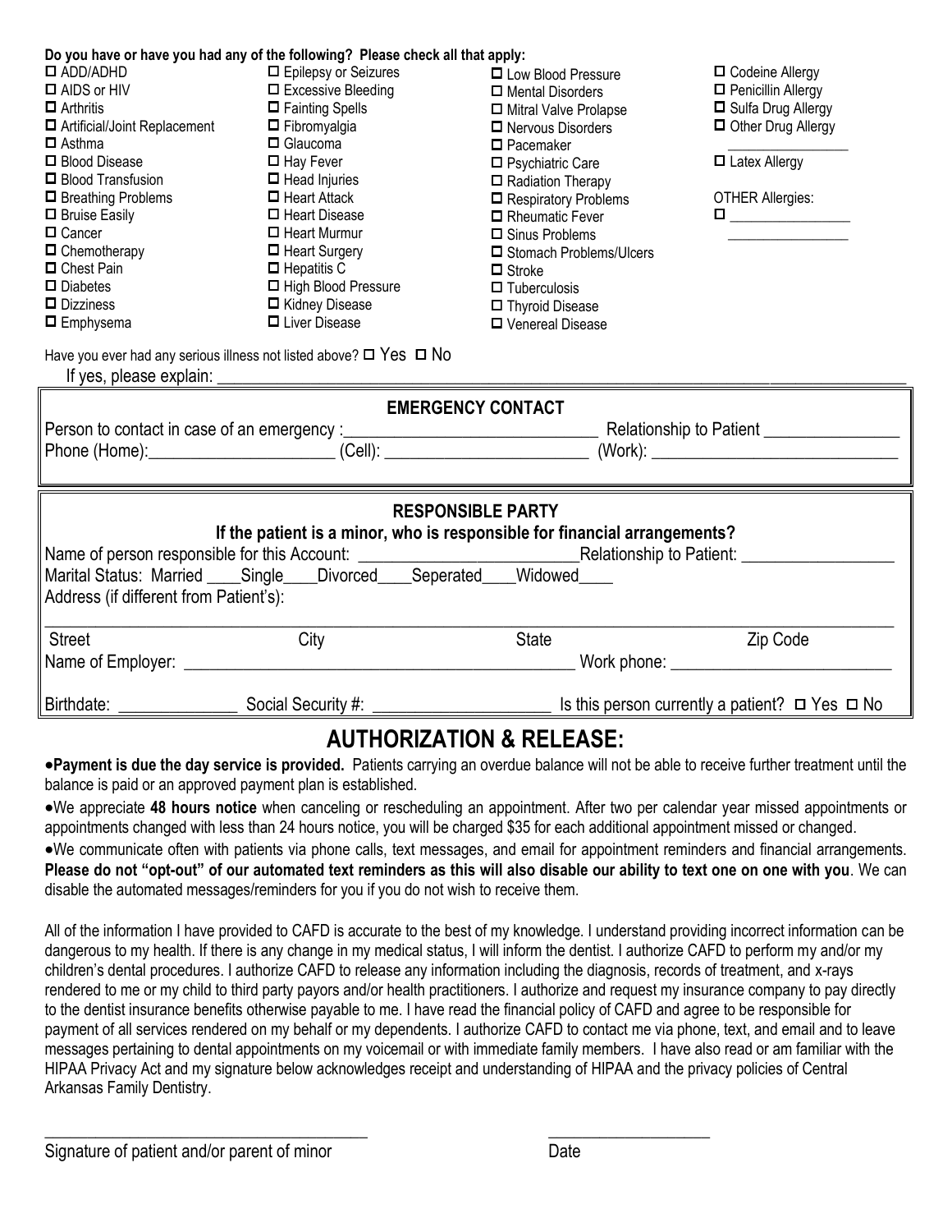**Do you have or have you had any of the following? Please check all that apply:**

- ☐ ADD/ADHD
- ☐ AIDS or HIV
- ☐ Arthritis
- ☐ Artificial/Joint Replacement
- ☐ Asthma
- ☐ Blood Disease
- ☐ Blood Transfusion
- ☐ Breathing Problems
- ☐ Bruise Easily
- ☐ Cancer
- ☐ Chemotherapy
- ☐ Chest Pain
- ☐ Diabetes
- ☐ Dizziness
- ☐ Emphysema
- ☐ Epilepsy or Seizures
- ☐ Excessive Bleeding
- ☐ Fainting Spells
- ☐ Fibromyalgia
- ☐ Glaucoma
- ☐ Hay Fever
- ☐ Head Injuries
- ☐ Heart Attack
- ☐ Heart Disease
- ☐ Heart Murmur
- ☐ Heart Surgery
- ☐ Hepatitis C
- ☐ High Blood Pressure
- ☐ Kidney Disease
- ☐ Liver Disease
- ☐ Low Blood Pressure
- ☐ Mental Disorders
- ☐ Mitral Valve Prolapse
- ☐ Nervous Disorders
- ☐ Pacemaker
- ☐ Psychiatric Care
- ☐ Radiation Therapy
- ☐ Respiratory Problems
- ☐ Rheumatic Fever
- ☐ Sinus Problems
- ☐ Stomach Problems/Ulcers
- ☐ Stroke
- ☐ Tuberculosis
- ☐ Thyroid Disease
- ☐ Venereal Disease
- ☐ Codeine Allergy
- ☐ Penicillin Allergy
- ☐ Sulfa Drug Allergy
- ☐ Other Drug Allergy ________________
- ☐ Latex Allergy

OTHER Allergies:
☐ ________________
________________

Have you ever had any serious illness not listed above? ☐ Yes ☐ No
If yes, please explain: ____________________________________________

## EMERGENCY CONTACT

Person to contact in case of an emergency :____________________________ Relationship to Patient _______________
Phone (Home):_____________________ (Cell): _______________________ (Work): ____________________________

## RESPONSIBLE PARTY

**If the patient is a minor, who is responsible for financial arrangements?**

Name of person responsible for this Account: _________________________Relationship to Patient: _________________
Marital Status: Married ____Single____Divorced____Seperated____Widowed____
Address (if different from Patient's):

______________________________________________________________________________

Street City State Zip Code

Name of Employer: _____________________________________________ Work phone: __________________________

Birthdate: ______________ Social Security #: _____________________ Is this person currently a patient? ☐ Yes ☐ No

# AUTHORIZATION & RELEASE:

- **Payment is due the day service is provided.** Patients carrying an overdue balance will not be able to receive further treatment until the balance is paid or an approved payment plan is established.
- We appreciate **48 hours notice** when canceling or rescheduling an appointment. After two per calendar year missed appointments or appointments changed with less than 24 hours notice, you will be charged $35 for each additional appointment missed or changed.
- We communicate often with patients via phone calls, text messages, and email for appointment reminders and financial arrangements. **Please do not "opt-out" of our automated text reminders as this will also disable our ability to text one on one with you**. We can disable the automated messages/reminders for you if you do not wish to receive them.

All of the information I have provided to CAFD is accurate to the best of my knowledge. I understand providing incorrect information can be dangerous to my health. If there is any change in my medical status, I will inform the dentist. I authorize CAFD to perform my and/or my children's dental procedures. I authorize CAFD to release any information including the diagnosis, records of treatment, and x-rays rendered to me or my child to third party payors and/or health practitioners. I authorize and request my insurance company to pay directly to the dentist insurance benefits otherwise payable to me. I have read the financial policy of CAFD and agree to be responsible for payment of all services rendered on my behalf or my dependents. I authorize CAFD to contact me via phone, text, and email and to leave messages pertaining to dental appointments on my voicemail or with immediate family members. I have also read or am familiar with the HIPAA Privacy Act and my signature below acknowledges receipt and understanding of HIPAA and the privacy policies of Central Arkansas Family Dentistry.

______________________________________ ____________________

Signature of patient and/or parent of minor Date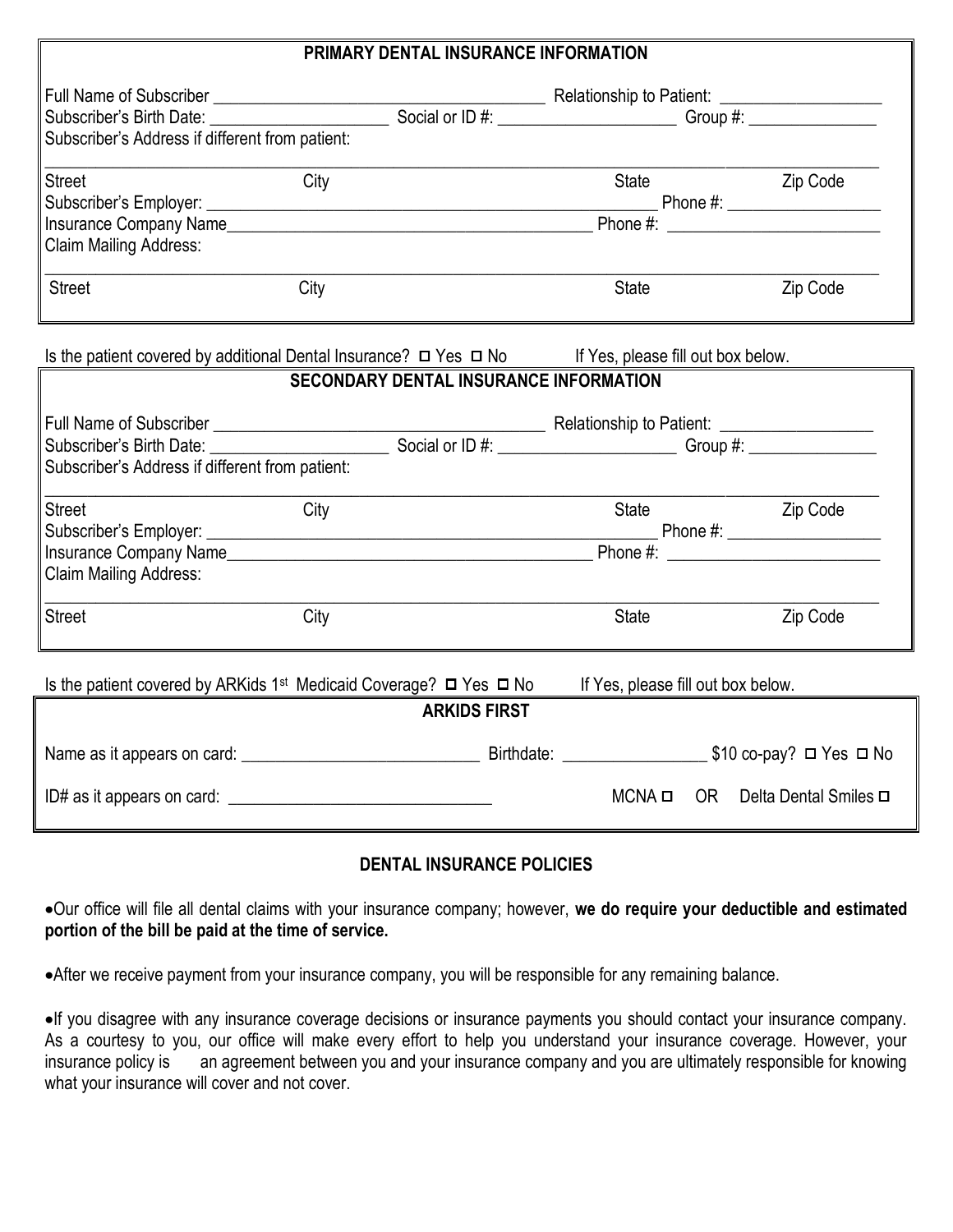## PRIMARY DENTAL INSURANCE INFORMATION

Full Name of Subscriber ______________________________________ Relationship to Patient: ___________________

Subscriber's Birth Date: _____________________ Social or ID #: _____________________ Group #: _______________

Subscriber's Address if different from patient:

_____________________________________________________________________________________________

Street City State Zip Code

Subscriber's Employer: _______________________________________________________ Phone #: __________________

Insurance Company Name___________________________________________ Phone #: ________________________

Claim Mailing Address:

_____________________________________________________________________________________________

Street City State Zip Code

Is the patient covered by additional Dental Insurance? ☐ Yes ☐ No If Yes, please fill out box below.

## SECONDARY DENTAL INSURANCE INFORMATION

Full Name of Subscriber ______________________________________ Relationship to Patient: __________________

Subscriber's Birth Date: _____________________ Social or ID #: _____________________ Group #: _______________

Subscriber's Address if different from patient:

_____________________________________________________________________________________________

Street City State Zip Code

Subscriber's Employer: _______________________________________________________ Phone #: __________________

Insurance Company Name___________________________________________ Phone #: ________________________

Claim Mailing Address:

_____________________________________________________________________________________________

Street City State Zip Code

Is the patient covered by ARKids 1st Medicaid Coverage? ☐ Yes ☐ No If Yes, please fill out box below.

## ARKIDS FIRST

Name as it appears on card: ____________________________ Birthdate: _________________ $10 co-pay? ☐ Yes ☐ No

ID# as it appears on card: ______________________________ MCNA ☐ OR Delta Dental Smiles ☐

## DENTAL INSURANCE POLICIES

- Our office will file all dental claims with your insurance company; however, **we do require your deductible and estimated portion of the bill be paid at the time of service.**
- After we receive payment from your insurance company, you will be responsible for any remaining balance.
- If you disagree with any insurance coverage decisions or insurance payments you should contact your insurance company. As a courtesy to you, our office will make every effort to help you understand your insurance coverage. However, your insurance policy is an agreement between you and your insurance company and you are ultimately responsible for knowing what your insurance will cover and not cover.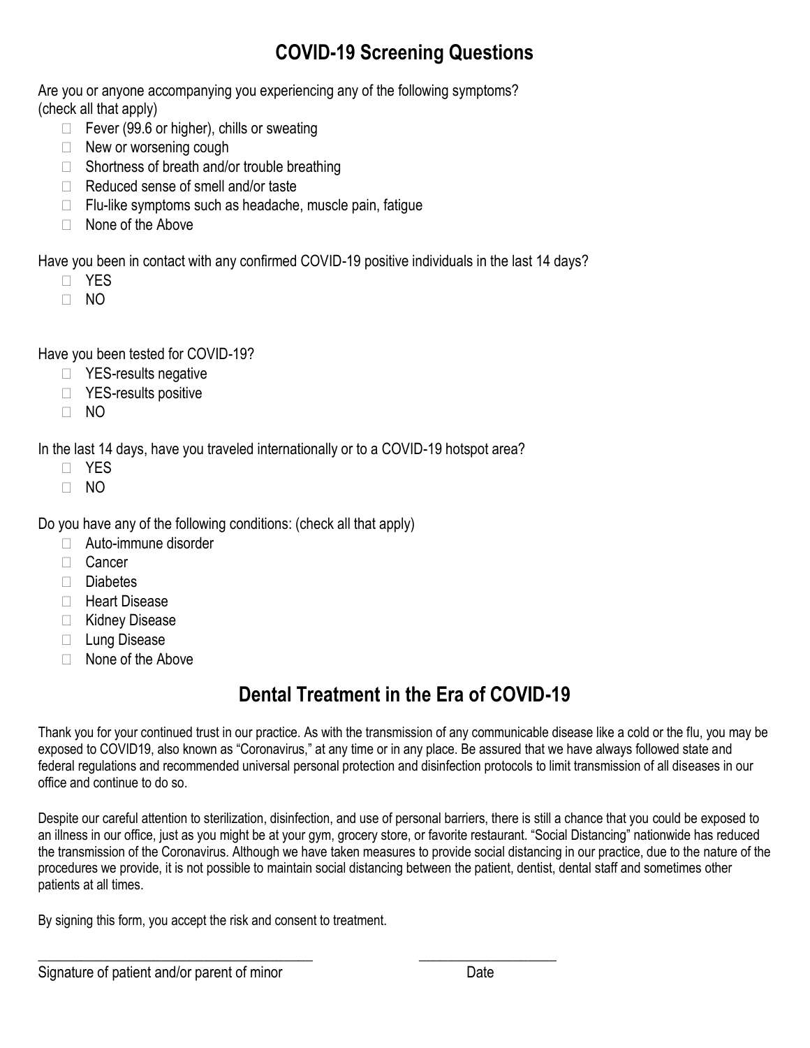# COVID-19 Screening Questions

Are you or anyone accompanying you experiencing any of the following symptoms?
(check all that apply)

- ☐ Fever (99.6 or higher), chills or sweating
- ☐ New or worsening cough
- ☐ Shortness of breath and/or trouble breathing
- ☐ Reduced sense of smell and/or taste
- ☐ Flu-like symptoms such as headache, muscle pain, fatigue
- ☐ None of the Above

Have you been in contact with any confirmed COVID-19 positive individuals in the last 14 days?

- ☐ YES
- ☐ NO

Have you been tested for COVID-19?

- ☐ YES-results negative
- ☐ YES-results positive
- ☐ NO

In the last 14 days, have you traveled internationally or to a COVID-19 hotspot area?

- ☐ YES
- ☐ NO

Do you have any of the following conditions: (check all that apply)

- ☐ Auto-immune disorder
- ☐ Cancer
- ☐ Diabetes
- ☐ Heart Disease
- ☐ Kidney Disease
- ☐ Lung Disease
- ☐ None of the Above

# Dental Treatment in the Era of COVID-19

Thank you for your continued trust in our practice. As with the transmission of any communicable disease like a cold or the flu, you may be exposed to COVID19, also known as "Coronavirus," at any time or in any place. Be assured that we have always followed state and federal regulations and recommended universal personal protection and disinfection protocols to limit transmission of all diseases in our office and continue to do so.

Despite our careful attention to sterilization, disinfection, and use of personal barriers, there is still a chance that you could be exposed to an illness in our office, just as you might be at your gym, grocery store, or favorite restaurant. "Social Distancing" nationwide has reduced the transmission of the Coronavirus. Although we have taken measures to provide social distancing in our practice, due to the nature of the procedures we provide, it is not possible to maintain social distancing between the patient, dentist, dental staff and sometimes other patients at all times.

By signing this form, you accept the risk and consent to treatment.

______________________________________ ____________________

Signature of patient and/or parent of minor Date